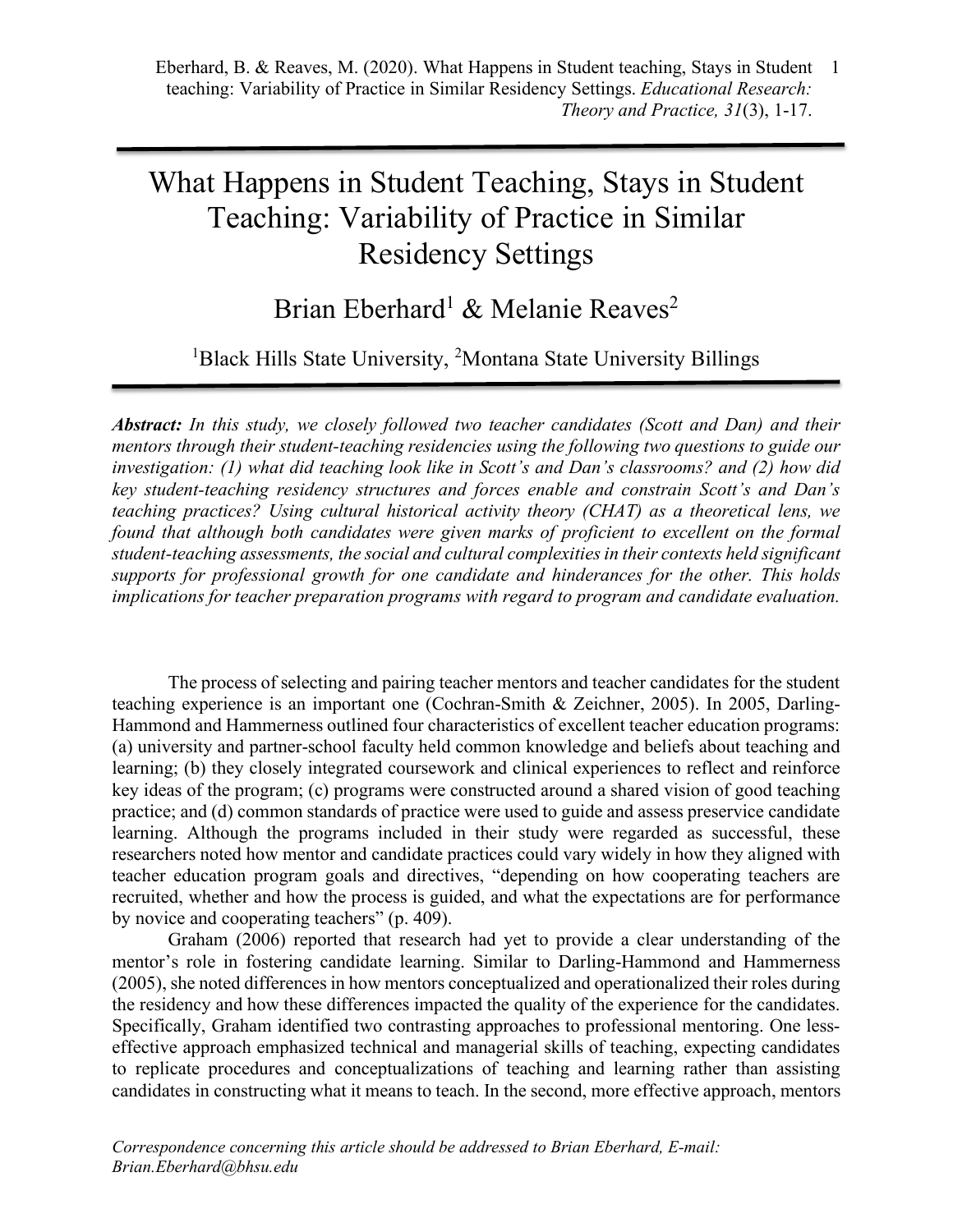# What Happens in Student Teaching, Stays in Student Teaching: Variability of Practice in Similar Residency Settings

Brian Eberhard[1] & Melanie Reaves[2]

[1]Black Hills State University, [2]Montana State University Billings

***Abstract:*** *In this study, we closely followed two teacher candidates (Scott and Dan) and their mentors through their student-teaching residencies using the following two questions to guide our investigation: (1) what did teaching look like in Scott's and Dan's classrooms? and (2) how did key student-teaching residency structures and forces enable and constrain Scott's and Dan's teaching practices? Using cultural historical activity theory (CHAT) as a theoretical lens, we found that although both candidates were given marks of proficient to excellent on the formal student-teaching assessments, the social and cultural complexities in their contexts held significant supports for professional growth for one candidate and hinderances for the other. This holds implications for teacher preparation programs with regard to program and candidate evaluation.*

The process of selecting and pairing teacher mentors and teacher candidates for the student teaching experience is an important one (Cochran-Smith & Zeichner, 2005). In 2005, Darling-Hammond and Hammerness outlined four characteristics of excellent teacher education programs: (a) university and partner-school faculty held common knowledge and beliefs about teaching and learning; (b) they closely integrated coursework and clinical experiences to reflect and reinforce key ideas of the program; (c) programs were constructed around a shared vision of good teaching practice; and (d) common standards of practice were used to guide and assess preservice candidate learning. Although the programs included in their study were regarded as successful, these researchers noted how mentor and candidate practices could vary widely in how they aligned with teacher education program goals and directives, "depending on how cooperating teachers are recruited, whether and how the process is guided, and what the expectations are for performance by novice and cooperating teachers" (p. 409).

Graham (2006) reported that research had yet to provide a clear understanding of the mentor's role in fostering candidate learning. Similar to Darling-Hammond and Hammerness (2005), she noted differences in how mentors conceptualized and operationalized their roles during the residency and how these differences impacted the quality of the experience for the candidates. Specifically, Graham identified two contrasting approaches to professional mentoring. One less-effective approach emphasized technical and managerial skills of teaching, expecting candidates to replicate procedures and conceptualizations of teaching and learning rather than assisting candidates in constructing what it means to teach. In the second, more effective approach, mentors

*Correspondence concerning this article should be addressed to Brian Eberhard, E-mail: Brian.Eberhard@bhsu.edu*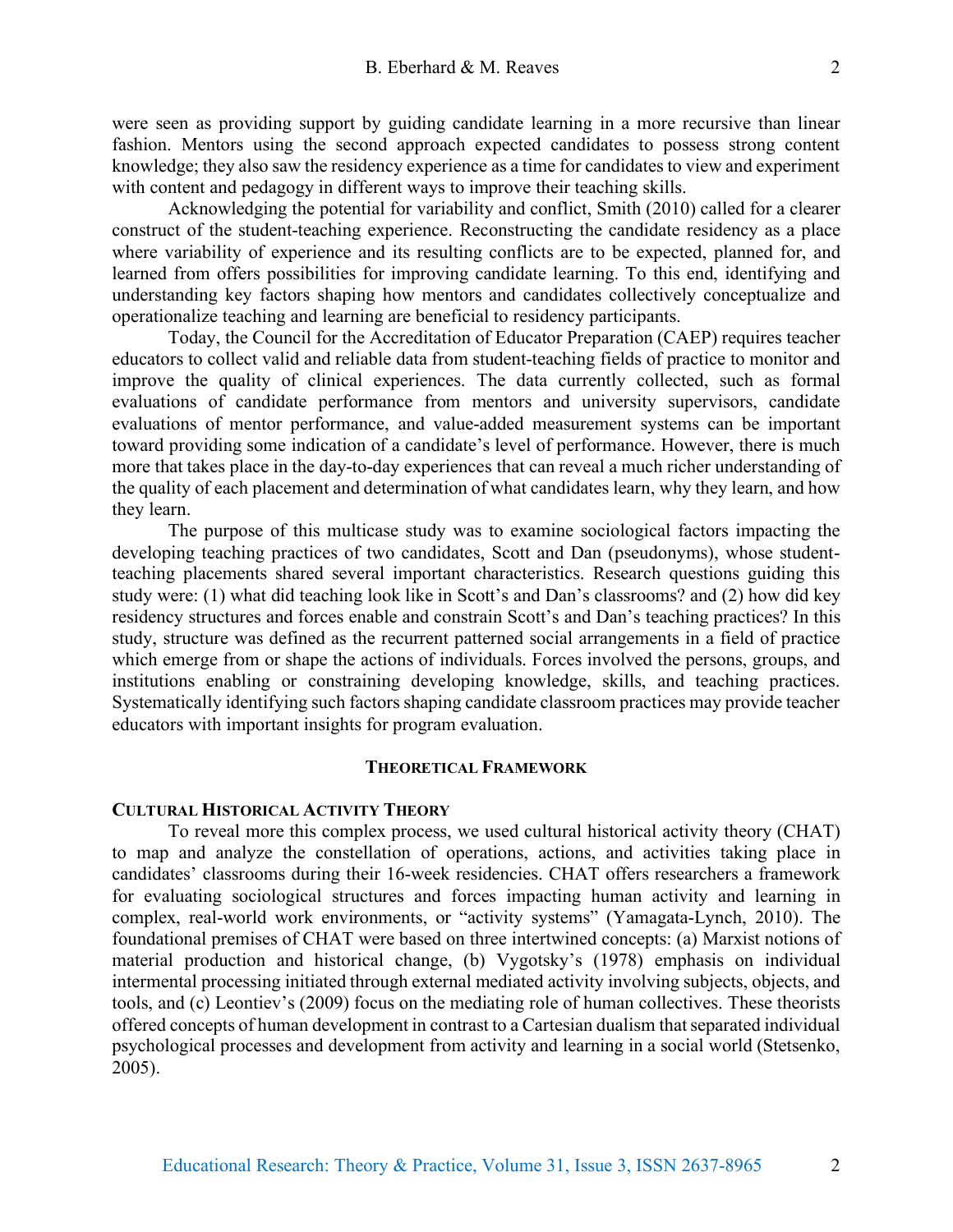were seen as providing support by guiding candidate learning in a more recursive than linear fashion. Mentors using the second approach expected candidates to possess strong content knowledge; they also saw the residency experience as a time for candidates to view and experiment with content and pedagogy in different ways to improve their teaching skills.

Acknowledging the potential for variability and conflict, Smith (2010) called for a clearer construct of the student-teaching experience. Reconstructing the candidate residency as a place where variability of experience and its resulting conflicts are to be expected, planned for, and learned from offers possibilities for improving candidate learning. To this end, identifying and understanding key factors shaping how mentors and candidates collectively conceptualize and operationalize teaching and learning are beneficial to residency participants.

Today, the Council for the Accreditation of Educator Preparation (CAEP) requires teacher educators to collect valid and reliable data from student-teaching fields of practice to monitor and improve the quality of clinical experiences. The data currently collected, such as formal evaluations of candidate performance from mentors and university supervisors, candidate evaluations of mentor performance, and value-added measurement systems can be important toward providing some indication of a candidate's level of performance. However, there is much more that takes place in the day-to-day experiences that can reveal a much richer understanding of the quality of each placement and determination of what candidates learn, why they learn, and how they learn.

The purpose of this multicase study was to examine sociological factors impacting the developing teaching practices of two candidates, Scott and Dan (pseudonyms), whose student-teaching placements shared several important characteristics. Research questions guiding this study were: (1) what did teaching look like in Scott's and Dan's classrooms? and (2) how did key residency structures and forces enable and constrain Scott's and Dan's teaching practices? In this study, structure was defined as the recurrent patterned social arrangements in a field of practice which emerge from or shape the actions of individuals. Forces involved the persons, groups, and institutions enabling or constraining developing knowledge, skills, and teaching practices. Systematically identifying such factors shaping candidate classroom practices may provide teacher educators with important insights for program evaluation.

## THEORETICAL FRAMEWORK

### CULTURAL HISTORICAL ACTIVITY THEORY

To reveal more this complex process, we used cultural historical activity theory (CHAT) to map and analyze the constellation of operations, actions, and activities taking place in candidates' classrooms during their 16-week residencies. CHAT offers researchers a framework for evaluating sociological structures and forces impacting human activity and learning in complex, real-world work environments, or "activity systems" (Yamagata-Lynch, 2010). The foundational premises of CHAT were based on three intertwined concepts: (a) Marxist notions of material production and historical change, (b) Vygotsky's (1978) emphasis on individual intermental processing initiated through external mediated activity involving subjects, objects, and tools, and (c) Leontiev's (2009) focus on the mediating role of human collectives. These theorists offered concepts of human development in contrast to a Cartesian dualism that separated individual psychological processes and development from activity and learning in a social world (Stetsenko, 2005).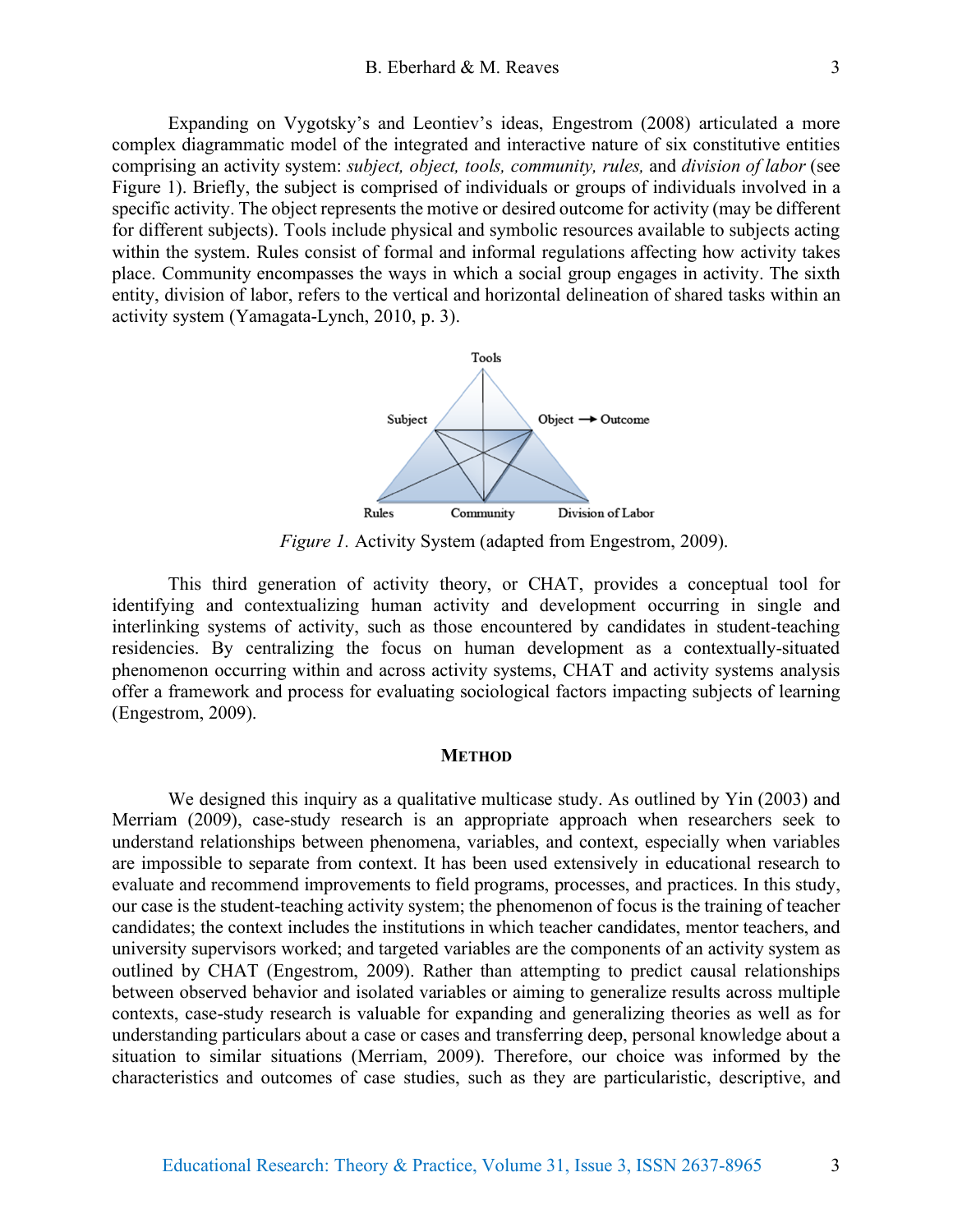Expanding on Vygotsky's and Leontiev's ideas, Engestrom (2008) articulated a more complex diagrammatic model of the integrated and interactive nature of six constitutive entities comprising an activity system: *subject, object, tools, community, rules,* and *division of labor* (see Figure 1). Briefly, the subject is comprised of individuals or groups of individuals involved in a specific activity. The object represents the motive or desired outcome for activity (may be different for different subjects). Tools include physical and symbolic resources available to subjects acting within the system. Rules consist of formal and informal regulations affecting how activity takes place. Community encompasses the ways in which a social group engages in activity. The sixth entity, division of labor, refers to the vertical and horizontal delineation of shared tasks within an activity system (Yamagata-Lynch, 2010, p. 3).

*Figure 1.* Activity System (adapted from Engestrom, 2009).

This third generation of activity theory, or CHAT, provides a conceptual tool for identifying and contextualizing human activity and development occurring in single and interlinking systems of activity, such as those encountered by candidates in student-teaching residencies. By centralizing the focus on human development as a contextually-situated phenomenon occurring within and across activity systems, CHAT and activity systems analysis offer a framework and process for evaluating sociological factors impacting subjects of learning (Engestrom, 2009).

## METHOD

We designed this inquiry as a qualitative multicase study. As outlined by Yin (2003) and Merriam (2009), case-study research is an appropriate approach when researchers seek to understand relationships between phenomena, variables, and context, especially when variables are impossible to separate from context. It has been used extensively in educational research to evaluate and recommend improvements to field programs, processes, and practices. In this study, our case is the student-teaching activity system; the phenomenon of focus is the training of teacher candidates; the context includes the institutions in which teacher candidates, mentor teachers, and university supervisors worked; and targeted variables are the components of an activity system as outlined by CHAT (Engestrom, 2009). Rather than attempting to predict causal relationships between observed behavior and isolated variables or aiming to generalize results across multiple contexts, case-study research is valuable for expanding and generalizing theories as well as for understanding particulars about a case or cases and transferring deep, personal knowledge about a situation to similar situations (Merriam, 2009). Therefore, our choice was informed by the characteristics and outcomes of case studies, such as they are particularistic, descriptive, and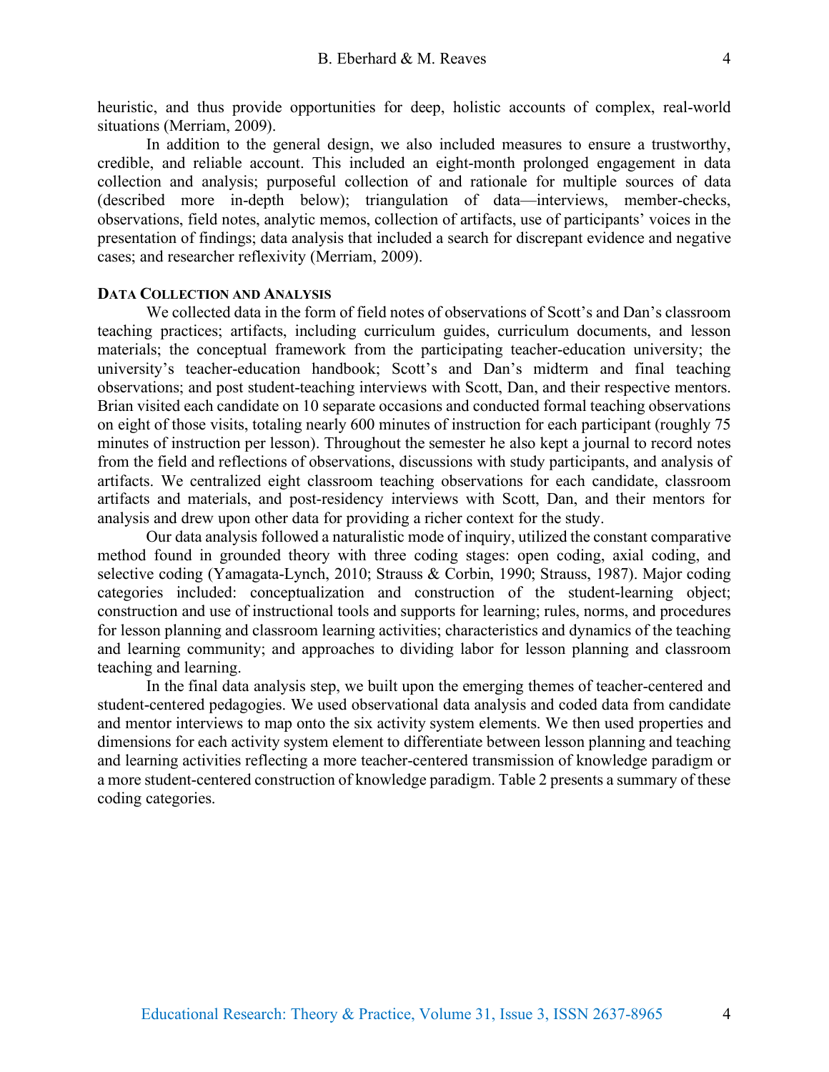heuristic, and thus provide opportunities for deep, holistic accounts of complex, real-world situations (Merriam, 2009).

In addition to the general design, we also included measures to ensure a trustworthy, credible, and reliable account. This included an eight-month prolonged engagement in data collection and analysis; purposeful collection of and rationale for multiple sources of data (described more in-depth below); triangulation of data—interviews, member-checks, observations, field notes, analytic memos, collection of artifacts, use of participants' voices in the presentation of findings; data analysis that included a search for discrepant evidence and negative cases; and researcher reflexivity (Merriam, 2009).

### DATA COLLECTION AND ANALYSIS

We collected data in the form of field notes of observations of Scott's and Dan's classroom teaching practices; artifacts, including curriculum guides, curriculum documents, and lesson materials; the conceptual framework from the participating teacher-education university; the university's teacher-education handbook; Scott's and Dan's midterm and final teaching observations; and post student-teaching interviews with Scott, Dan, and their respective mentors. Brian visited each candidate on 10 separate occasions and conducted formal teaching observations on eight of those visits, totaling nearly 600 minutes of instruction for each participant (roughly 75 minutes of instruction per lesson). Throughout the semester he also kept a journal to record notes from the field and reflections of observations, discussions with study participants, and analysis of artifacts. We centralized eight classroom teaching observations for each candidate, classroom artifacts and materials, and post-residency interviews with Scott, Dan, and their mentors for analysis and drew upon other data for providing a richer context for the study.

Our data analysis followed a naturalistic mode of inquiry, utilized the constant comparative method found in grounded theory with three coding stages: open coding, axial coding, and selective coding (Yamagata-Lynch, 2010; Strauss & Corbin, 1990; Strauss, 1987). Major coding categories included: conceptualization and construction of the student-learning object; construction and use of instructional tools and supports for learning; rules, norms, and procedures for lesson planning and classroom learning activities; characteristics and dynamics of the teaching and learning community; and approaches to dividing labor for lesson planning and classroom teaching and learning.

In the final data analysis step, we built upon the emerging themes of teacher-centered and student-centered pedagogies. We used observational data analysis and coded data from candidate and mentor interviews to map onto the six activity system elements. We then used properties and dimensions for each activity system element to differentiate between lesson planning and teaching and learning activities reflecting a more teacher-centered transmission of knowledge paradigm or a more student-centered construction of knowledge paradigm. Table 2 presents a summary of these coding categories.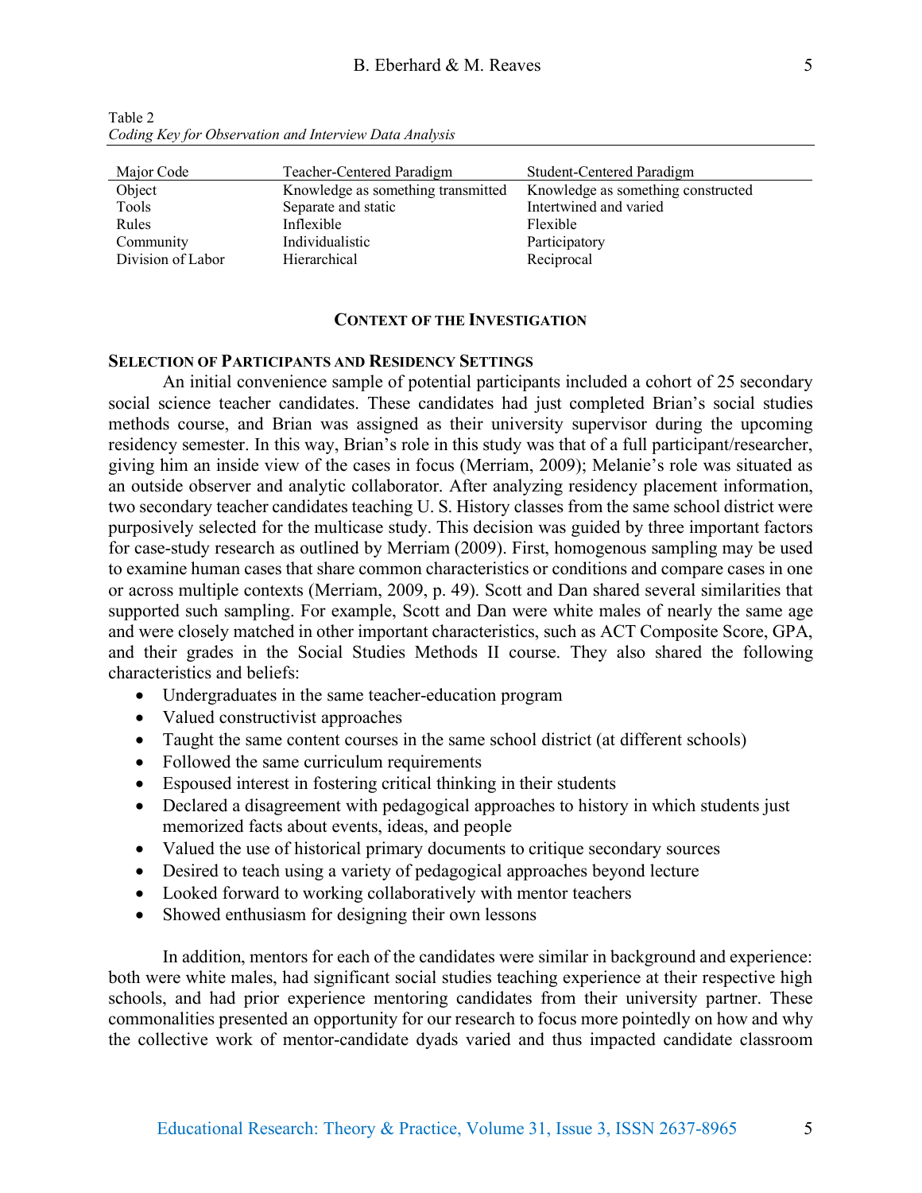Table 2
*Coding Key for Observation and Interview Data Analysis*

| Major Code | Teacher-Centered Paradigm | Student-Centered Paradigm |
|---|---|---|
| Object | Knowledge as something transmitted | Knowledge as something constructed |
| Tools | Separate and static | Intertwined and varied |
| Rules | Inflexible | Flexible |
| Community | Individualistic | Participatory |
| Division of Labor | Hierarchical | Reciprocal |

## CONTEXT OF THE INVESTIGATION

### SELECTION OF PARTICIPANTS AND RESIDENCY SETTINGS

An initial convenience sample of potential participants included a cohort of 25 secondary social science teacher candidates. These candidates had just completed Brian's social studies methods course, and Brian was assigned as their university supervisor during the upcoming residency semester. In this way, Brian's role in this study was that of a full participant/researcher, giving him an inside view of the cases in focus (Merriam, 2009); Melanie's role was situated as an outside observer and analytic collaborator. After analyzing residency placement information, two secondary teacher candidates teaching U. S. History classes from the same school district were purposively selected for the multicase study. This decision was guided by three important factors for case-study research as outlined by Merriam (2009). First, homogenous sampling may be used to examine human cases that share common characteristics or conditions and compare cases in one or across multiple contexts (Merriam, 2009, p. 49). Scott and Dan shared several similarities that supported such sampling. For example, Scott and Dan were white males of nearly the same age and were closely matched in other important characteristics, such as ACT Composite Score, GPA, and their grades in the Social Studies Methods II course. They also shared the following characteristics and beliefs:

- Undergraduates in the same teacher-education program
- Valued constructivist approaches
- Taught the same content courses in the same school district (at different schools)
- Followed the same curriculum requirements
- Espoused interest in fostering critical thinking in their students
- Declared a disagreement with pedagogical approaches to history in which students just memorized facts about events, ideas, and people
- Valued the use of historical primary documents to critique secondary sources
- Desired to teach using a variety of pedagogical approaches beyond lecture
- Looked forward to working collaboratively with mentor teachers
- Showed enthusiasm for designing their own lessons

In addition, mentors for each of the candidates were similar in background and experience: both were white males, had significant social studies teaching experience at their respective high schools, and had prior experience mentoring candidates from their university partner. These commonalities presented an opportunity for our research to focus more pointedly on how and why the collective work of mentor-candidate dyads varied and thus impacted candidate classroom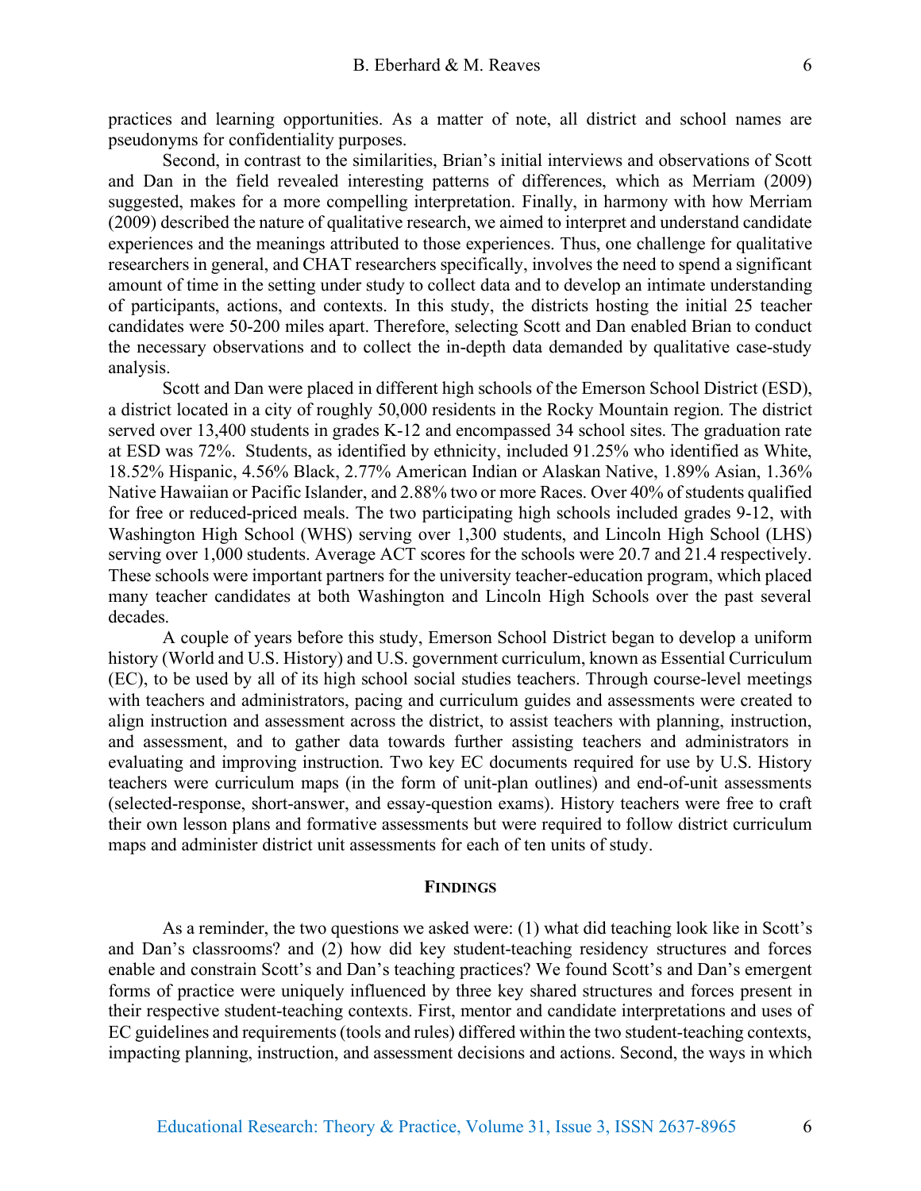practices and learning opportunities. As a matter of note, all district and school names are pseudonyms for confidentiality purposes.

Second, in contrast to the similarities, Brian's initial interviews and observations of Scott and Dan in the field revealed interesting patterns of differences, which as Merriam (2009) suggested, makes for a more compelling interpretation. Finally, in harmony with how Merriam (2009) described the nature of qualitative research, we aimed to interpret and understand candidate experiences and the meanings attributed to those experiences. Thus, one challenge for qualitative researchers in general, and CHAT researchers specifically, involves the need to spend a significant amount of time in the setting under study to collect data and to develop an intimate understanding of participants, actions, and contexts. In this study, the districts hosting the initial 25 teacher candidates were 50-200 miles apart. Therefore, selecting Scott and Dan enabled Brian to conduct the necessary observations and to collect the in-depth data demanded by qualitative case-study analysis.

Scott and Dan were placed in different high schools of the Emerson School District (ESD), a district located in a city of roughly 50,000 residents in the Rocky Mountain region. The district served over 13,400 students in grades K-12 and encompassed 34 school sites. The graduation rate at ESD was 72%. Students, as identified by ethnicity, included 91.25% who identified as White, 18.52% Hispanic, 4.56% Black, 2.77% American Indian or Alaskan Native, 1.89% Asian, 1.36% Native Hawaiian or Pacific Islander, and 2.88% two or more Races. Over 40% of students qualified for free or reduced-priced meals. The two participating high schools included grades 9-12, with Washington High School (WHS) serving over 1,300 students, and Lincoln High School (LHS) serving over 1,000 students. Average ACT scores for the schools were 20.7 and 21.4 respectively. These schools were important partners for the university teacher-education program, which placed many teacher candidates at both Washington and Lincoln High Schools over the past several decades.

A couple of years before this study, Emerson School District began to develop a uniform history (World and U.S. History) and U.S. government curriculum, known as Essential Curriculum (EC), to be used by all of its high school social studies teachers. Through course-level meetings with teachers and administrators, pacing and curriculum guides and assessments were created to align instruction and assessment across the district, to assist teachers with planning, instruction, and assessment, and to gather data towards further assisting teachers and administrators in evaluating and improving instruction. Two key EC documents required for use by U.S. History teachers were curriculum maps (in the form of unit-plan outlines) and end-of-unit assessments (selected-response, short-answer, and essay-question exams). History teachers were free to craft their own lesson plans and formative assessments but were required to follow district curriculum maps and administer district unit assessments for each of ten units of study.

## FINDINGS

As a reminder, the two questions we asked were: (1) what did teaching look like in Scott's and Dan's classrooms? and (2) how did key student-teaching residency structures and forces enable and constrain Scott's and Dan's teaching practices? We found Scott's and Dan's emergent forms of practice were uniquely influenced by three key shared structures and forces present in their respective student-teaching contexts. First, mentor and candidate interpretations and uses of EC guidelines and requirements (tools and rules) differed within the two student-teaching contexts, impacting planning, instruction, and assessment decisions and actions. Second, the ways in which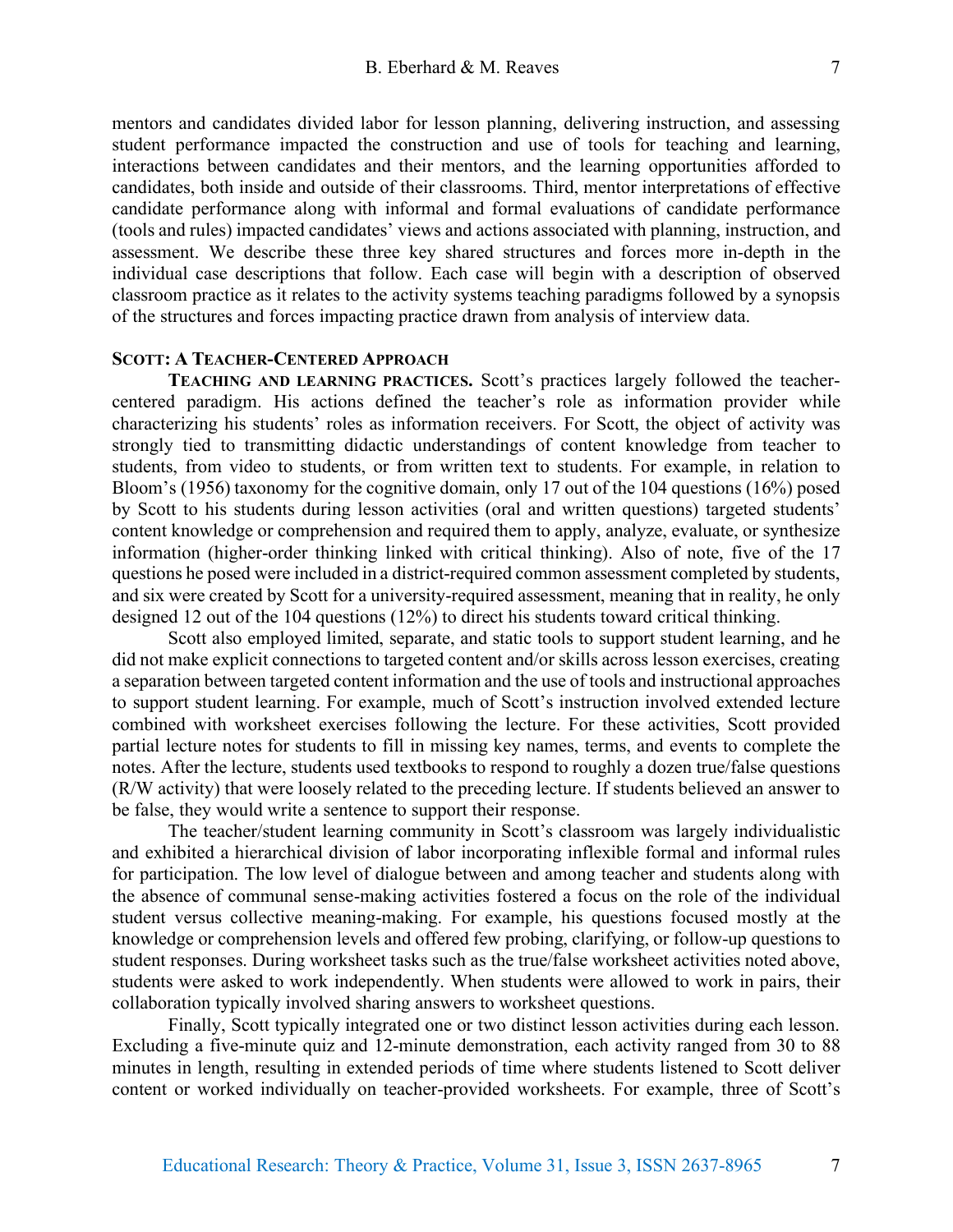mentors and candidates divided labor for lesson planning, delivering instruction, and assessing student performance impacted the construction and use of tools for teaching and learning, interactions between candidates and their mentors, and the learning opportunities afforded to candidates, both inside and outside of their classrooms. Third, mentor interpretations of effective candidate performance along with informal and formal evaluations of candidate performance (tools and rules) impacted candidates' views and actions associated with planning, instruction, and assessment. We describe these three key shared structures and forces more in-depth in the individual case descriptions that follow. Each case will begin with a description of observed classroom practice as it relates to the activity systems teaching paradigms followed by a synopsis of the structures and forces impacting practice drawn from analysis of interview data.

### SCOTT: A TEACHER-CENTERED APPROACH

**TEACHING AND LEARNING PRACTICES.** Scott's practices largely followed the teacher-centered paradigm. His actions defined the teacher's role as information provider while characterizing his students' roles as information receivers. For Scott, the object of activity was strongly tied to transmitting didactic understandings of content knowledge from teacher to students, from video to students, or from written text to students. For example, in relation to Bloom's (1956) taxonomy for the cognitive domain, only 17 out of the 104 questions (16%) posed by Scott to his students during lesson activities (oral and written questions) targeted students' content knowledge or comprehension and required them to apply, analyze, evaluate, or synthesize information (higher-order thinking linked with critical thinking). Also of note, five of the 17 questions he posed were included in a district-required common assessment completed by students, and six were created by Scott for a university-required assessment, meaning that in reality, he only designed 12 out of the 104 questions (12%) to direct his students toward critical thinking.

Scott also employed limited, separate, and static tools to support student learning, and he did not make explicit connections to targeted content and/or skills across lesson exercises, creating a separation between targeted content information and the use of tools and instructional approaches to support student learning. For example, much of Scott's instruction involved extended lecture combined with worksheet exercises following the lecture. For these activities, Scott provided partial lecture notes for students to fill in missing key names, terms, and events to complete the notes. After the lecture, students used textbooks to respond to roughly a dozen true/false questions (R/W activity) that were loosely related to the preceding lecture. If students believed an answer to be false, they would write a sentence to support their response.

The teacher/student learning community in Scott's classroom was largely individualistic and exhibited a hierarchical division of labor incorporating inflexible formal and informal rules for participation. The low level of dialogue between and among teacher and students along with the absence of communal sense-making activities fostered a focus on the role of the individual student versus collective meaning-making. For example, his questions focused mostly at the knowledge or comprehension levels and offered few probing, clarifying, or follow-up questions to student responses. During worksheet tasks such as the true/false worksheet activities noted above, students were asked to work independently. When students were allowed to work in pairs, their collaboration typically involved sharing answers to worksheet questions.

Finally, Scott typically integrated one or two distinct lesson activities during each lesson. Excluding a five-minute quiz and 12-minute demonstration, each activity ranged from 30 to 88 minutes in length, resulting in extended periods of time where students listened to Scott deliver content or worked individually on teacher-provided worksheets. For example, three of Scott's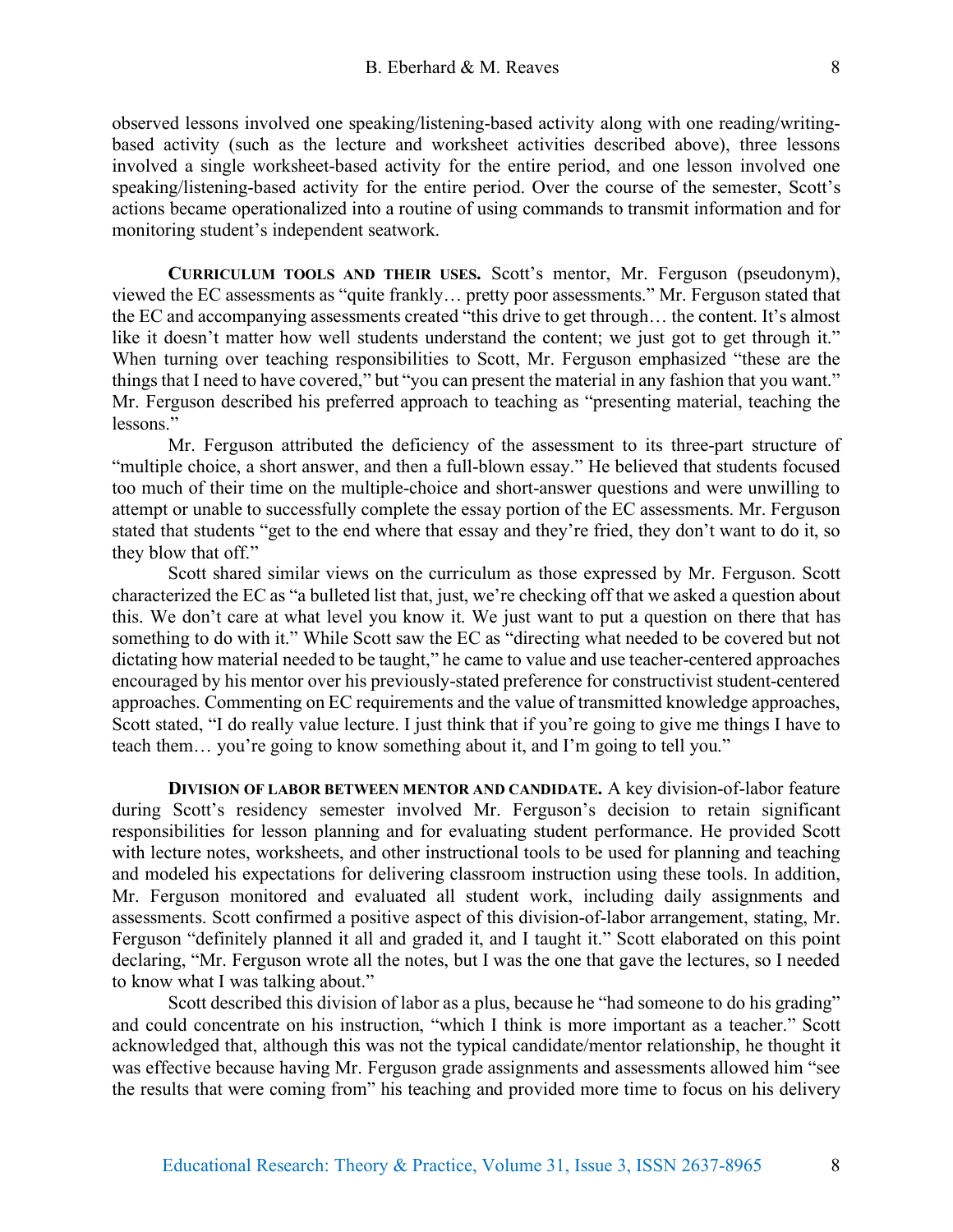observed lessons involved one speaking/listening-based activity along with one reading/writing-based activity (such as the lecture and worksheet activities described above), three lessons involved a single worksheet-based activity for the entire period, and one lesson involved one speaking/listening-based activity for the entire period. Over the course of the semester, Scott's actions became operationalized into a routine of using commands to transmit information and for monitoring student's independent seatwork.

**Curriculum tools and their uses.** Scott's mentor, Mr. Ferguson (pseudonym), viewed the EC assessments as "quite frankly… pretty poor assessments." Mr. Ferguson stated that the EC and accompanying assessments created "this drive to get through… the content. It's almost like it doesn't matter how well students understand the content; we just got to get through it." When turning over teaching responsibilities to Scott, Mr. Ferguson emphasized "these are the things that I need to have covered," but "you can present the material in any fashion that you want." Mr. Ferguson described his preferred approach to teaching as "presenting material, teaching the lessons."

Mr. Ferguson attributed the deficiency of the assessment to its three-part structure of "multiple choice, a short answer, and then a full-blown essay." He believed that students focused too much of their time on the multiple-choice and short-answer questions and were unwilling to attempt or unable to successfully complete the essay portion of the EC assessments. Mr. Ferguson stated that students "get to the end where that essay and they're fried, they don't want to do it, so they blow that off."

Scott shared similar views on the curriculum as those expressed by Mr. Ferguson. Scott characterized the EC as "a bulleted list that, just, we're checking off that we asked a question about this. We don't care at what level you know it. We just want to put a question on there that has something to do with it." While Scott saw the EC as "directing what needed to be covered but not dictating how material needed to be taught," he came to value and use teacher-centered approaches encouraged by his mentor over his previously-stated preference for constructivist student-centered approaches. Commenting on EC requirements and the value of transmitted knowledge approaches, Scott stated, "I do really value lecture. I just think that if you're going to give me things I have to teach them… you're going to know something about it, and I'm going to tell you."

**Division of labor between mentor and candidate.** A key division-of-labor feature during Scott's residency semester involved Mr. Ferguson's decision to retain significant responsibilities for lesson planning and for evaluating student performance. He provided Scott with lecture notes, worksheets, and other instructional tools to be used for planning and teaching and modeled his expectations for delivering classroom instruction using these tools. In addition, Mr. Ferguson monitored and evaluated all student work, including daily assignments and assessments. Scott confirmed a positive aspect of this division-of-labor arrangement, stating, Mr. Ferguson "definitely planned it all and graded it, and I taught it." Scott elaborated on this point declaring, "Mr. Ferguson wrote all the notes, but I was the one that gave the lectures, so I needed to know what I was talking about."

Scott described this division of labor as a plus, because he "had someone to do his grading" and could concentrate on his instruction, "which I think is more important as a teacher." Scott acknowledged that, although this was not the typical candidate/mentor relationship, he thought it was effective because having Mr. Ferguson grade assignments and assessments allowed him "see the results that were coming from" his teaching and provided more time to focus on his delivery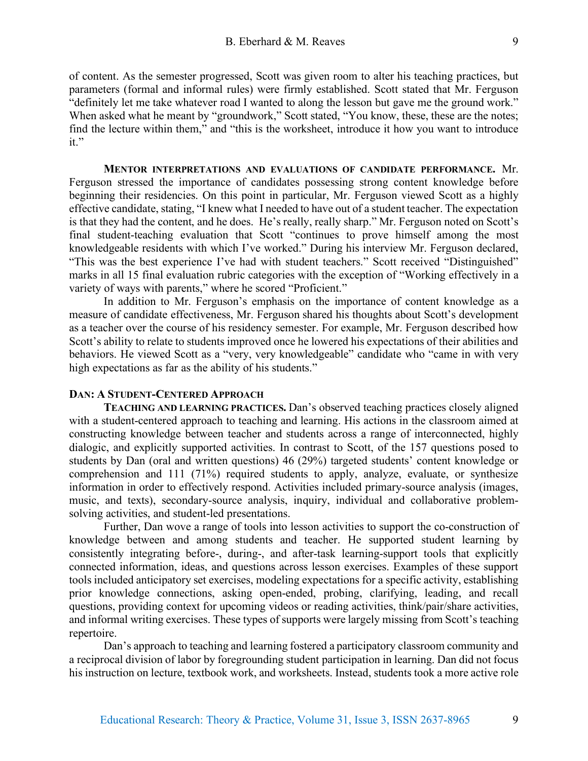of content. As the semester progressed, Scott was given room to alter his teaching practices, but parameters (formal and informal rules) were firmly established. Scott stated that Mr. Ferguson "definitely let me take whatever road I wanted to along the lesson but gave me the ground work." When asked what he meant by "groundwork," Scott stated, "You know, these, these are the notes; find the lecture within them," and "this is the worksheet, introduce it how you want to introduce it."

**Mentor interpretations and evaluations of candidate performance.** Mr. Ferguson stressed the importance of candidates possessing strong content knowledge before beginning their residencies. On this point in particular, Mr. Ferguson viewed Scott as a highly effective candidate, stating, "I knew what I needed to have out of a student teacher. The expectation is that they had the content, and he does. He's really, really sharp." Mr. Ferguson noted on Scott's final student-teaching evaluation that Scott "continues to prove himself among the most knowledgeable residents with which I've worked." During his interview Mr. Ferguson declared, "This was the best experience I've had with student teachers." Scott received "Distinguished" marks in all 15 final evaluation rubric categories with the exception of "Working effectively in a variety of ways with parents," where he scored "Proficient."

In addition to Mr. Ferguson's emphasis on the importance of content knowledge as a measure of candidate effectiveness, Mr. Ferguson shared his thoughts about Scott's development as a teacher over the course of his residency semester. For example, Mr. Ferguson described how Scott's ability to relate to students improved once he lowered his expectations of their abilities and behaviors. He viewed Scott as a "very, very knowledgeable" candidate who "came in with very high expectations as far as the ability of his students."

### Dan: A Student-Centered Approach

**Teaching and learning practices.** Dan's observed teaching practices closely aligned with a student-centered approach to teaching and learning. His actions in the classroom aimed at constructing knowledge between teacher and students across a range of interconnected, highly dialogic, and explicitly supported activities. In contrast to Scott, of the 157 questions posed to students by Dan (oral and written questions) 46 (29%) targeted students' content knowledge or comprehension and 111 (71%) required students to apply, analyze, evaluate, or synthesize information in order to effectively respond. Activities included primary-source analysis (images, music, and texts), secondary-source analysis, inquiry, individual and collaborative problem-solving activities, and student-led presentations.

Further, Dan wove a range of tools into lesson activities to support the co-construction of knowledge between and among students and teacher. He supported student learning by consistently integrating before-, during-, and after-task learning-support tools that explicitly connected information, ideas, and questions across lesson exercises. Examples of these support tools included anticipatory set exercises, modeling expectations for a specific activity, establishing prior knowledge connections, asking open-ended, probing, clarifying, leading, and recall questions, providing context for upcoming videos or reading activities, think/pair/share activities, and informal writing exercises. These types of supports were largely missing from Scott's teaching repertoire.

Dan's approach to teaching and learning fostered a participatory classroom community and a reciprocal division of labor by foregrounding student participation in learning. Dan did not focus his instruction on lecture, textbook work, and worksheets. Instead, students took a more active role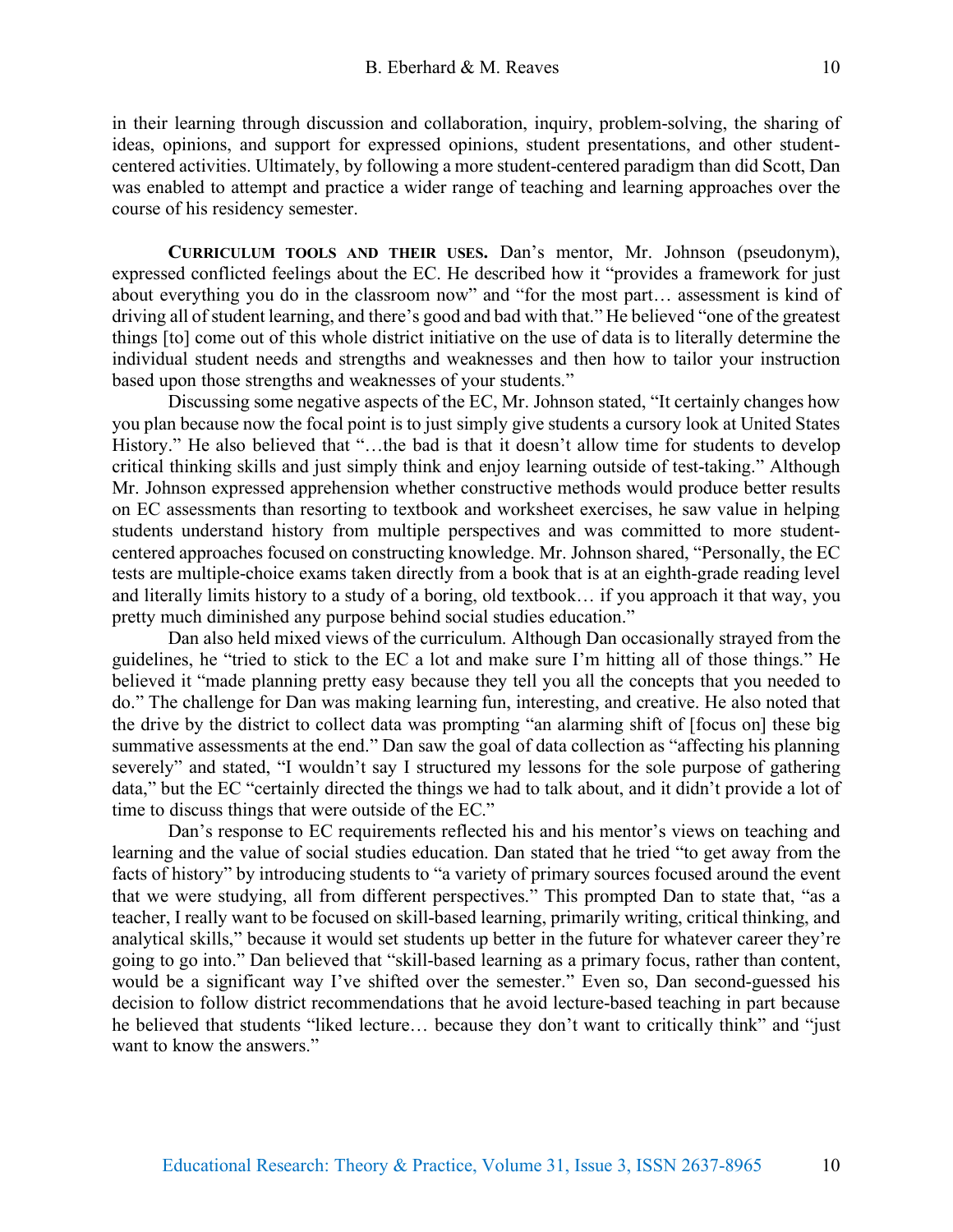in their learning through discussion and collaboration, inquiry, problem-solving, the sharing of ideas, opinions, and support for expressed opinions, student presentations, and other student-centered activities. Ultimately, by following a more student-centered paradigm than did Scott, Dan was enabled to attempt and practice a wider range of teaching and learning approaches over the course of his residency semester.

**Curriculum tools and their uses.** Dan's mentor, Mr. Johnson (pseudonym), expressed conflicted feelings about the EC. He described how it "provides a framework for just about everything you do in the classroom now" and "for the most part… assessment is kind of driving all of student learning, and there's good and bad with that." He believed "one of the greatest things [to] come out of this whole district initiative on the use of data is to literally determine the individual student needs and strengths and weaknesses and then how to tailor your instruction based upon those strengths and weaknesses of your students."

Discussing some negative aspects of the EC, Mr. Johnson stated, "It certainly changes how you plan because now the focal point is to just simply give students a cursory look at United States History." He also believed that "…the bad is that it doesn't allow time for students to develop critical thinking skills and just simply think and enjoy learning outside of test-taking." Although Mr. Johnson expressed apprehension whether constructive methods would produce better results on EC assessments than resorting to textbook and worksheet exercises, he saw value in helping students understand history from multiple perspectives and was committed to more student-centered approaches focused on constructing knowledge. Mr. Johnson shared, "Personally, the EC tests are multiple-choice exams taken directly from a book that is at an eighth-grade reading level and literally limits history to a study of a boring, old textbook… if you approach it that way, you pretty much diminished any purpose behind social studies education."

Dan also held mixed views of the curriculum. Although Dan occasionally strayed from the guidelines, he "tried to stick to the EC a lot and make sure I'm hitting all of those things." He believed it "made planning pretty easy because they tell you all the concepts that you needed to do." The challenge for Dan was making learning fun, interesting, and creative. He also noted that the drive by the district to collect data was prompting "an alarming shift of [focus on] these big summative assessments at the end." Dan saw the goal of data collection as "affecting his planning severely" and stated, "I wouldn't say I structured my lessons for the sole purpose of gathering data," but the EC "certainly directed the things we had to talk about, and it didn't provide a lot of time to discuss things that were outside of the EC."

Dan's response to EC requirements reflected his and his mentor's views on teaching and learning and the value of social studies education. Dan stated that he tried "to get away from the facts of history" by introducing students to "a variety of primary sources focused around the event that we were studying, all from different perspectives." This prompted Dan to state that, "as a teacher, I really want to be focused on skill-based learning, primarily writing, critical thinking, and analytical skills," because it would set students up better in the future for whatever career they're going to go into." Dan believed that "skill-based learning as a primary focus, rather than content, would be a significant way I've shifted over the semester." Even so, Dan second-guessed his decision to follow district recommendations that he avoid lecture-based teaching in part because he believed that students "liked lecture… because they don't want to critically think" and "just want to know the answers."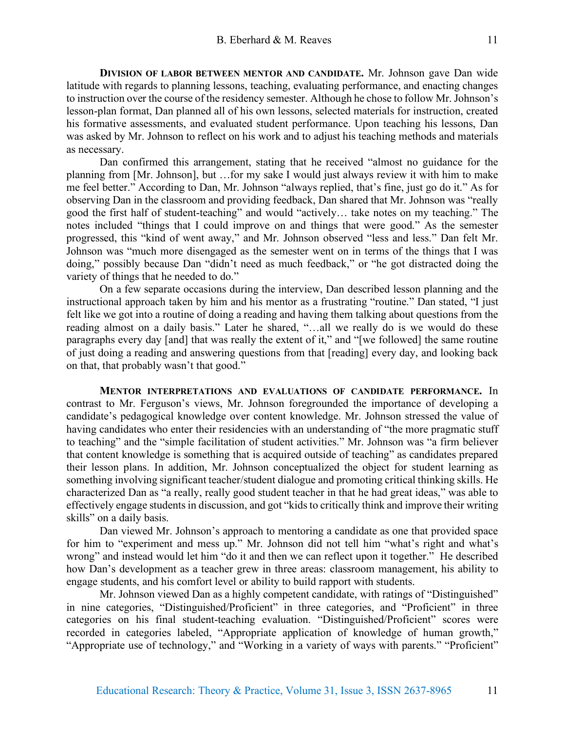**Division of labor between mentor and candidate.** Mr. Johnson gave Dan wide latitude with regards to planning lessons, teaching, evaluating performance, and enacting changes to instruction over the course of the residency semester. Although he chose to follow Mr. Johnson's lesson-plan format, Dan planned all of his own lessons, selected materials for instruction, created his formative assessments, and evaluated student performance. Upon teaching his lessons, Dan was asked by Mr. Johnson to reflect on his work and to adjust his teaching methods and materials as necessary.

Dan confirmed this arrangement, stating that he received "almost no guidance for the planning from [Mr. Johnson], but …for my sake I would just always review it with him to make me feel better." According to Dan, Mr. Johnson "always replied, that's fine, just go do it." As for observing Dan in the classroom and providing feedback, Dan shared that Mr. Johnson was "really good the first half of student-teaching" and would "actively… take notes on my teaching." The notes included "things that I could improve on and things that were good." As the semester progressed, this "kind of went away," and Mr. Johnson observed "less and less." Dan felt Mr. Johnson was "much more disengaged as the semester went on in terms of the things that I was doing," possibly because Dan "didn't need as much feedback," or "he got distracted doing the variety of things that he needed to do."

On a few separate occasions during the interview, Dan described lesson planning and the instructional approach taken by him and his mentor as a frustrating "routine." Dan stated, "I just felt like we got into a routine of doing a reading and having them talking about questions from the reading almost on a daily basis." Later he shared, "…all we really do is we would do these paragraphs every day [and] that was really the extent of it," and "[we followed] the same routine of just doing a reading and answering questions from that [reading] every day, and looking back on that, that probably wasn't that good."

**Mentor interpretations and evaluations of candidate performance.** In contrast to Mr. Ferguson's views, Mr. Johnson foregrounded the importance of developing a candidate's pedagogical knowledge over content knowledge. Mr. Johnson stressed the value of having candidates who enter their residencies with an understanding of "the more pragmatic stuff to teaching" and the "simple facilitation of student activities." Mr. Johnson was "a firm believer that content knowledge is something that is acquired outside of teaching" as candidates prepared their lesson plans. In addition, Mr. Johnson conceptualized the object for student learning as something involving significant teacher/student dialogue and promoting critical thinking skills. He characterized Dan as "a really, really good student teacher in that he had great ideas," was able to effectively engage students in discussion, and got "kids to critically think and improve their writing skills" on a daily basis.

Dan viewed Mr. Johnson's approach to mentoring a candidate as one that provided space for him to "experiment and mess up." Mr. Johnson did not tell him "what's right and what's wrong" and instead would let him "do it and then we can reflect upon it together." He described how Dan's development as a teacher grew in three areas: classroom management, his ability to engage students, and his comfort level or ability to build rapport with students.

Mr. Johnson viewed Dan as a highly competent candidate, with ratings of "Distinguished" in nine categories, "Distinguished/Proficient" in three categories, and "Proficient" in three categories on his final student-teaching evaluation. "Distinguished/Proficient" scores were recorded in categories labeled, "Appropriate application of knowledge of human growth," "Appropriate use of technology," and "Working in a variety of ways with parents." "Proficient"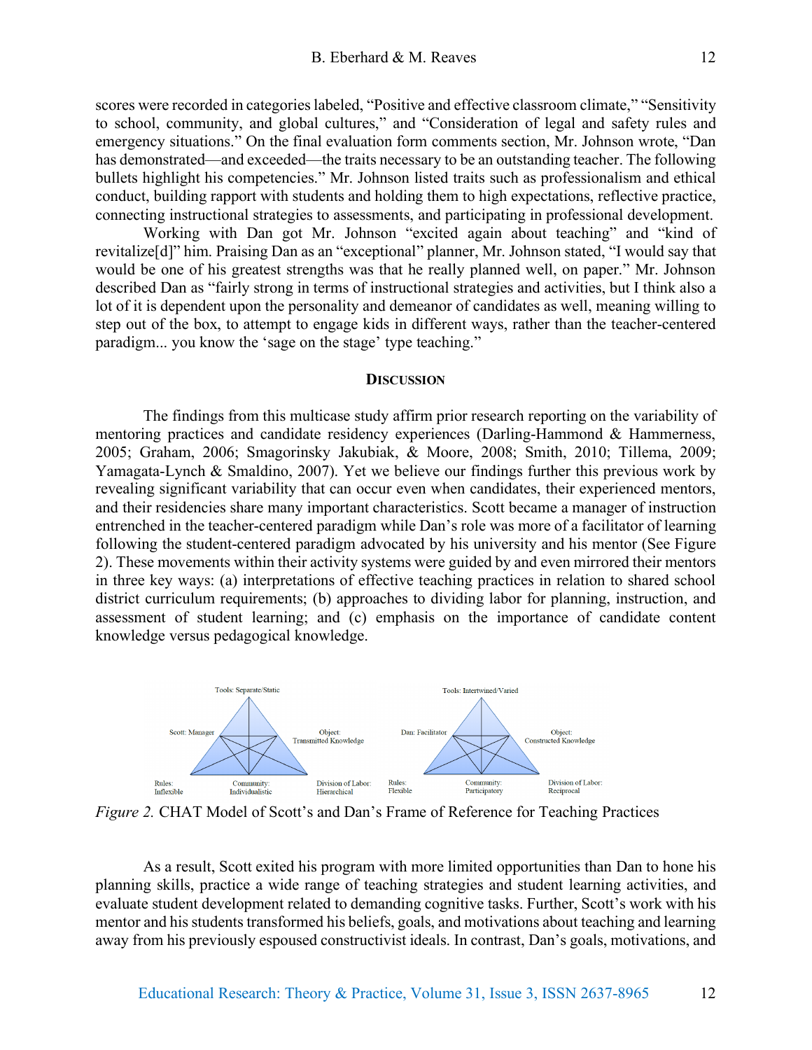scores were recorded in categories labeled, "Positive and effective classroom climate," "Sensitivity to school, community, and global cultures," and "Consideration of legal and safety rules and emergency situations." On the final evaluation form comments section, Mr. Johnson wrote, "Dan has demonstrated—and exceeded—the traits necessary to be an outstanding teacher. The following bullets highlight his competencies." Mr. Johnson listed traits such as professionalism and ethical conduct, building rapport with students and holding them to high expectations, reflective practice, connecting instructional strategies to assessments, and participating in professional development.

Working with Dan got Mr. Johnson "excited again about teaching" and "kind of revitalize[d]" him. Praising Dan as an "exceptional" planner, Mr. Johnson stated, "I would say that would be one of his greatest strengths was that he really planned well, on paper." Mr. Johnson described Dan as "fairly strong in terms of instructional strategies and activities, but I think also a lot of it is dependent upon the personality and demeanor of candidates as well, meaning willing to step out of the box, to attempt to engage kids in different ways, rather than the teacher-centered paradigm... you know the 'sage on the stage' type teaching."

## Discussion

The findings from this multicase study affirm prior research reporting on the variability of mentoring practices and candidate residency experiences (Darling-Hammond & Hammerness, 2005; Graham, 2006; Smagorinsky Jakubiak, & Moore, 2008; Smith, 2010; Tillema, 2009; Yamagata-Lynch & Smaldino, 2007). Yet we believe our findings further this previous work by revealing significant variability that can occur even when candidates, their experienced mentors, and their residencies share many important characteristics. Scott became a manager of instruction entrenched in the teacher-centered paradigm while Dan's role was more of a facilitator of learning following the student-centered paradigm advocated by his university and his mentor (See Figure 2). These movements within their activity systems were guided by and even mirrored their mentors in three key ways: (a) interpretations of effective teaching practices in relation to shared school district curriculum requirements; (b) approaches to dividing labor for planning, instruction, and assessment of student learning; and (c) emphasis on the importance of candidate content knowledge versus pedagogical knowledge.

*Figure 2.* CHAT Model of Scott's and Dan's Frame of Reference for Teaching Practices

As a result, Scott exited his program with more limited opportunities than Dan to hone his planning skills, practice a wide range of teaching strategies and student learning activities, and evaluate student development related to demanding cognitive tasks. Further, Scott's work with his mentor and his students transformed his beliefs, goals, and motivations about teaching and learning away from his previously espoused constructivist ideals. In contrast, Dan's goals, motivations, and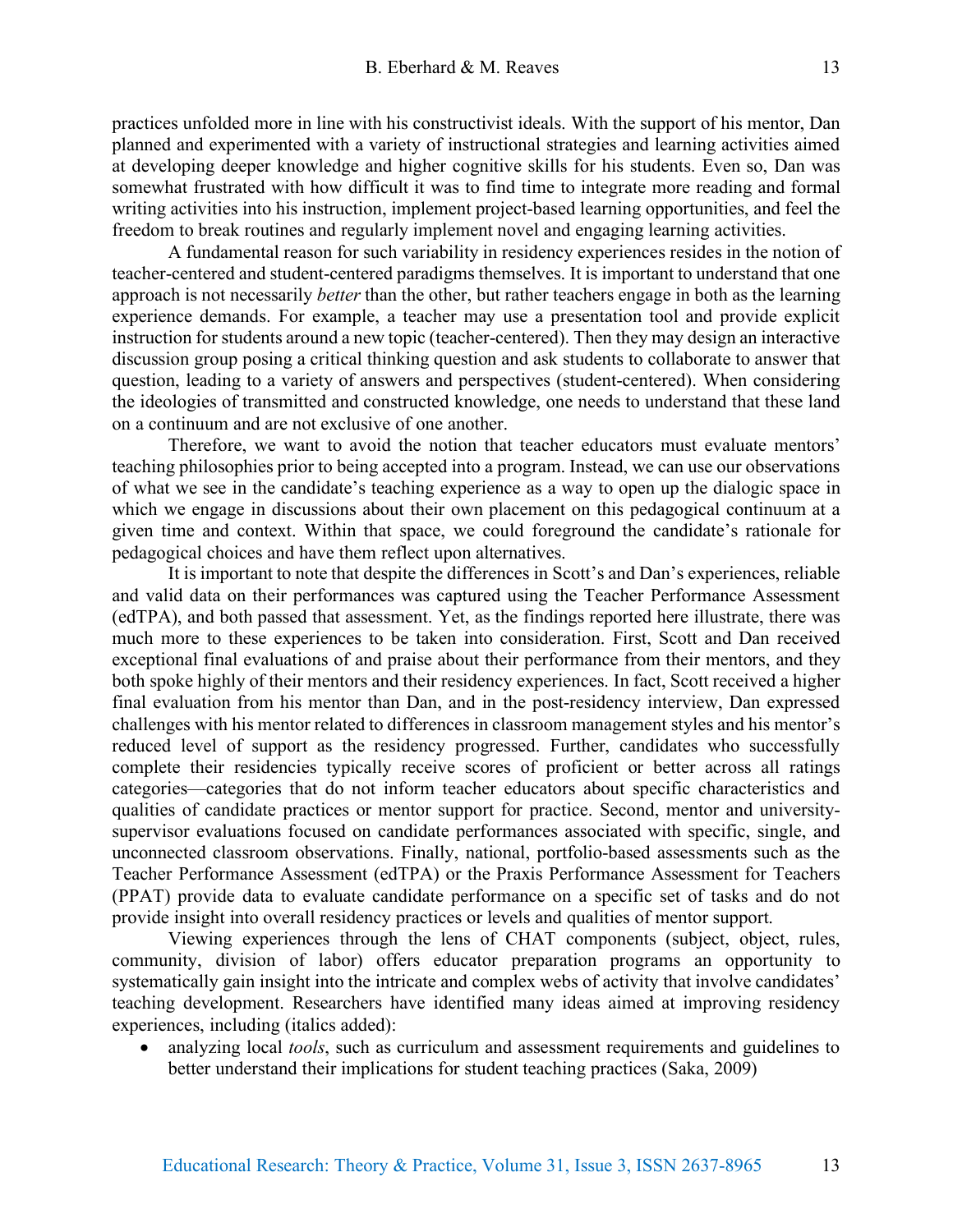practices unfolded more in line with his constructivist ideals. With the support of his mentor, Dan planned and experimented with a variety of instructional strategies and learning activities aimed at developing deeper knowledge and higher cognitive skills for his students. Even so, Dan was somewhat frustrated with how difficult it was to find time to integrate more reading and formal writing activities into his instruction, implement project-based learning opportunities, and feel the freedom to break routines and regularly implement novel and engaging learning activities.

A fundamental reason for such variability in residency experiences resides in the notion of teacher-centered and student-centered paradigms themselves. It is important to understand that one approach is not necessarily *better* than the other, but rather teachers engage in both as the learning experience demands. For example, a teacher may use a presentation tool and provide explicit instruction for students around a new topic (teacher-centered). Then they may design an interactive discussion group posing a critical thinking question and ask students to collaborate to answer that question, leading to a variety of answers and perspectives (student-centered). When considering the ideologies of transmitted and constructed knowledge, one needs to understand that these land on a continuum and are not exclusive of one another.

Therefore, we want to avoid the notion that teacher educators must evaluate mentors' teaching philosophies prior to being accepted into a program. Instead, we can use our observations of what we see in the candidate's teaching experience as a way to open up the dialogic space in which we engage in discussions about their own placement on this pedagogical continuum at a given time and context. Within that space, we could foreground the candidate's rationale for pedagogical choices and have them reflect upon alternatives.

It is important to note that despite the differences in Scott's and Dan's experiences, reliable and valid data on their performances was captured using the Teacher Performance Assessment (edTPA), and both passed that assessment. Yet, as the findings reported here illustrate, there was much more to these experiences to be taken into consideration. First, Scott and Dan received exceptional final evaluations of and praise about their performance from their mentors, and they both spoke highly of their mentors and their residency experiences. In fact, Scott received a higher final evaluation from his mentor than Dan, and in the post-residency interview, Dan expressed challenges with his mentor related to differences in classroom management styles and his mentor's reduced level of support as the residency progressed. Further, candidates who successfully complete their residencies typically receive scores of proficient or better across all ratings categories—categories that do not inform teacher educators about specific characteristics and qualities of candidate practices or mentor support for practice. Second, mentor and university-supervisor evaluations focused on candidate performances associated with specific, single, and unconnected classroom observations. Finally, national, portfolio-based assessments such as the Teacher Performance Assessment (edTPA) or the Praxis Performance Assessment for Teachers (PPAT) provide data to evaluate candidate performance on a specific set of tasks and do not provide insight into overall residency practices or levels and qualities of mentor support.

Viewing experiences through the lens of CHAT components (subject, object, rules, community, division of labor) offers educator preparation programs an opportunity to systematically gain insight into the intricate and complex webs of activity that involve candidates' teaching development. Researchers have identified many ideas aimed at improving residency experiences, including (italics added):

- analyzing local *tools*, such as curriculum and assessment requirements and guidelines to better understand their implications for student teaching practices (Saka, 2009)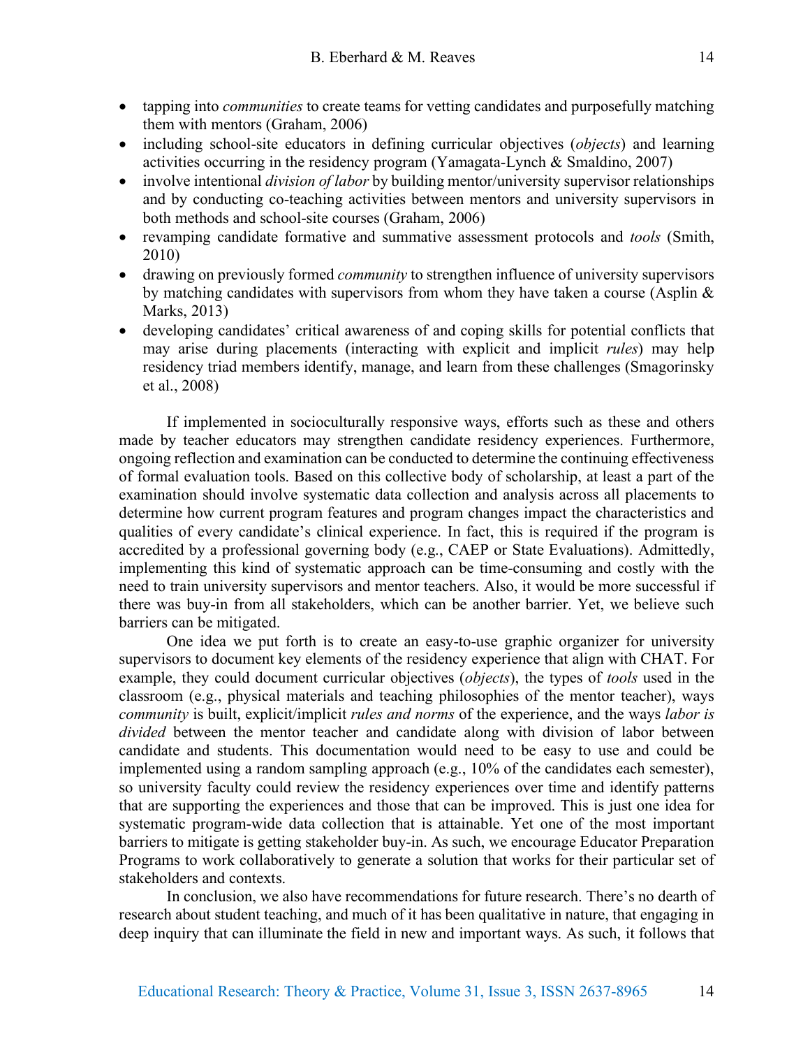- tapping into *communities* to create teams for vetting candidates and purposefully matching them with mentors (Graham, 2006)
- including school-site educators in defining curricular objectives (*objects*) and learning activities occurring in the residency program (Yamagata-Lynch & Smaldino, 2007)
- involve intentional *division of labor* by building mentor/university supervisor relationships and by conducting co-teaching activities between mentors and university supervisors in both methods and school-site courses (Graham, 2006)
- revamping candidate formative and summative assessment protocols and *tools* (Smith, 2010)
- drawing on previously formed *community* to strengthen influence of university supervisors by matching candidates with supervisors from whom they have taken a course (Asplin & Marks, 2013)
- developing candidates' critical awareness of and coping skills for potential conflicts that may arise during placements (interacting with explicit and implicit *rules*) may help residency triad members identify, manage, and learn from these challenges (Smagorinsky et al., 2008)

If implemented in socioculturally responsive ways, efforts such as these and others made by teacher educators may strengthen candidate residency experiences. Furthermore, ongoing reflection and examination can be conducted to determine the continuing effectiveness of formal evaluation tools. Based on this collective body of scholarship, at least a part of the examination should involve systematic data collection and analysis across all placements to determine how current program features and program changes impact the characteristics and qualities of every candidate's clinical experience. In fact, this is required if the program is accredited by a professional governing body (e.g., CAEP or State Evaluations). Admittedly, implementing this kind of systematic approach can be time-consuming and costly with the need to train university supervisors and mentor teachers. Also, it would be more successful if there was buy-in from all stakeholders, which can be another barrier. Yet, we believe such barriers can be mitigated.

One idea we put forth is to create an easy-to-use graphic organizer for university supervisors to document key elements of the residency experience that align with CHAT. For example, they could document curricular objectives (*objects*), the types of *tools* used in the classroom (e.g., physical materials and teaching philosophies of the mentor teacher), ways *community* is built, explicit/implicit *rules and norms* of the experience, and the ways *labor is divided* between the mentor teacher and candidate along with division of labor between candidate and students. This documentation would need to be easy to use and could be implemented using a random sampling approach (e.g., 10% of the candidates each semester), so university faculty could review the residency experiences over time and identify patterns that are supporting the experiences and those that can be improved. This is just one idea for systematic program-wide data collection that is attainable. Yet one of the most important barriers to mitigate is getting stakeholder buy-in. As such, we encourage Educator Preparation Programs to work collaboratively to generate a solution that works for their particular set of stakeholders and contexts.

In conclusion, we also have recommendations for future research. There's no dearth of research about student teaching, and much of it has been qualitative in nature, that engaging in deep inquiry that can illuminate the field in new and important ways. As such, it follows that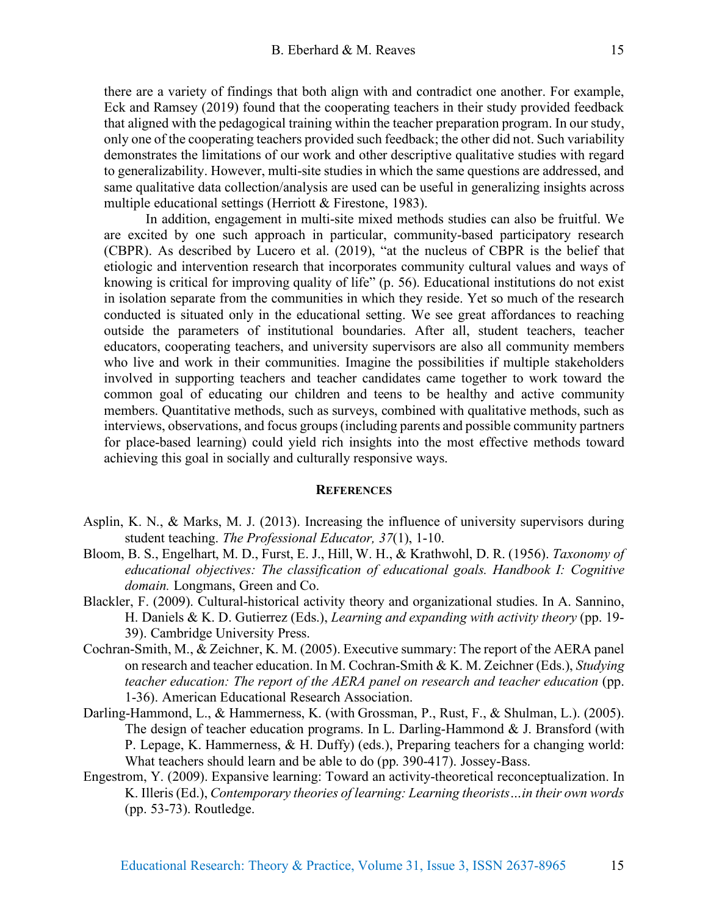there are a variety of findings that both align with and contradict one another. For example, Eck and Ramsey (2019) found that the cooperating teachers in their study provided feedback that aligned with the pedagogical training within the teacher preparation program. In our study, only one of the cooperating teachers provided such feedback; the other did not. Such variability demonstrates the limitations of our work and other descriptive qualitative studies with regard to generalizability. However, multi-site studies in which the same questions are addressed, and same qualitative data collection/analysis are used can be useful in generalizing insights across multiple educational settings (Herriott & Firestone, 1983).

In addition, engagement in multi-site mixed methods studies can also be fruitful. We are excited by one such approach in particular, community-based participatory research (CBPR). As described by Lucero et al. (2019), "at the nucleus of CBPR is the belief that etiologic and intervention research that incorporates community cultural values and ways of knowing is critical for improving quality of life" (p. 56). Educational institutions do not exist in isolation separate from the communities in which they reside. Yet so much of the research conducted is situated only in the educational setting. We see great affordances to reaching outside the parameters of institutional boundaries. After all, student teachers, teacher educators, cooperating teachers, and university supervisors are also all community members who live and work in their communities. Imagine the possibilities if multiple stakeholders involved in supporting teachers and teacher candidates came together to work toward the common goal of educating our children and teens to be healthy and active community members. Quantitative methods, such as surveys, combined with qualitative methods, such as interviews, observations, and focus groups (including parents and possible community partners for place-based learning) could yield rich insights into the most effective methods toward achieving this goal in socially and culturally responsive ways.

## References

Asplin, K. N., & Marks, M. J. (2013). Increasing the influence of university supervisors during student teaching. *The Professional Educator, 37*(1), 1-10.

Bloom, B. S., Engelhart, M. D., Furst, E. J., Hill, W. H., & Krathwohl, D. R. (1956). *Taxonomy of educational objectives: The classification of educational goals. Handbook I: Cognitive domain.* Longmans, Green and Co.

Blackler, F. (2009). Cultural-historical activity theory and organizational studies. In A. Sannino, H. Daniels & K. D. Gutierrez (Eds.), *Learning and expanding with activity theory* (pp. 19-39). Cambridge University Press.

Cochran-Smith, M., & Zeichner, K. M. (2005). Executive summary: The report of the AERA panel on research and teacher education. In M. Cochran-Smith & K. M. Zeichner (Eds.), *Studying teacher education: The report of the AERA panel on research and teacher education* (pp. 1-36). American Educational Research Association.

Darling-Hammond, L., & Hammerness, K. (with Grossman, P., Rust, F., & Shulman, L.). (2005). The design of teacher education programs. In L. Darling-Hammond & J. Bransford (with P. Lepage, K. Hammerness, & H. Duffy) (eds.), Preparing teachers for a changing world: What teachers should learn and be able to do (pp. 390-417). Jossey-Bass.

Engestrom, Y. (2009). Expansive learning: Toward an activity-theoretical reconceptualization. In K. Illeris (Ed.), *Contemporary theories of learning: Learning theorists…in their own words* (pp. 53-73). Routledge.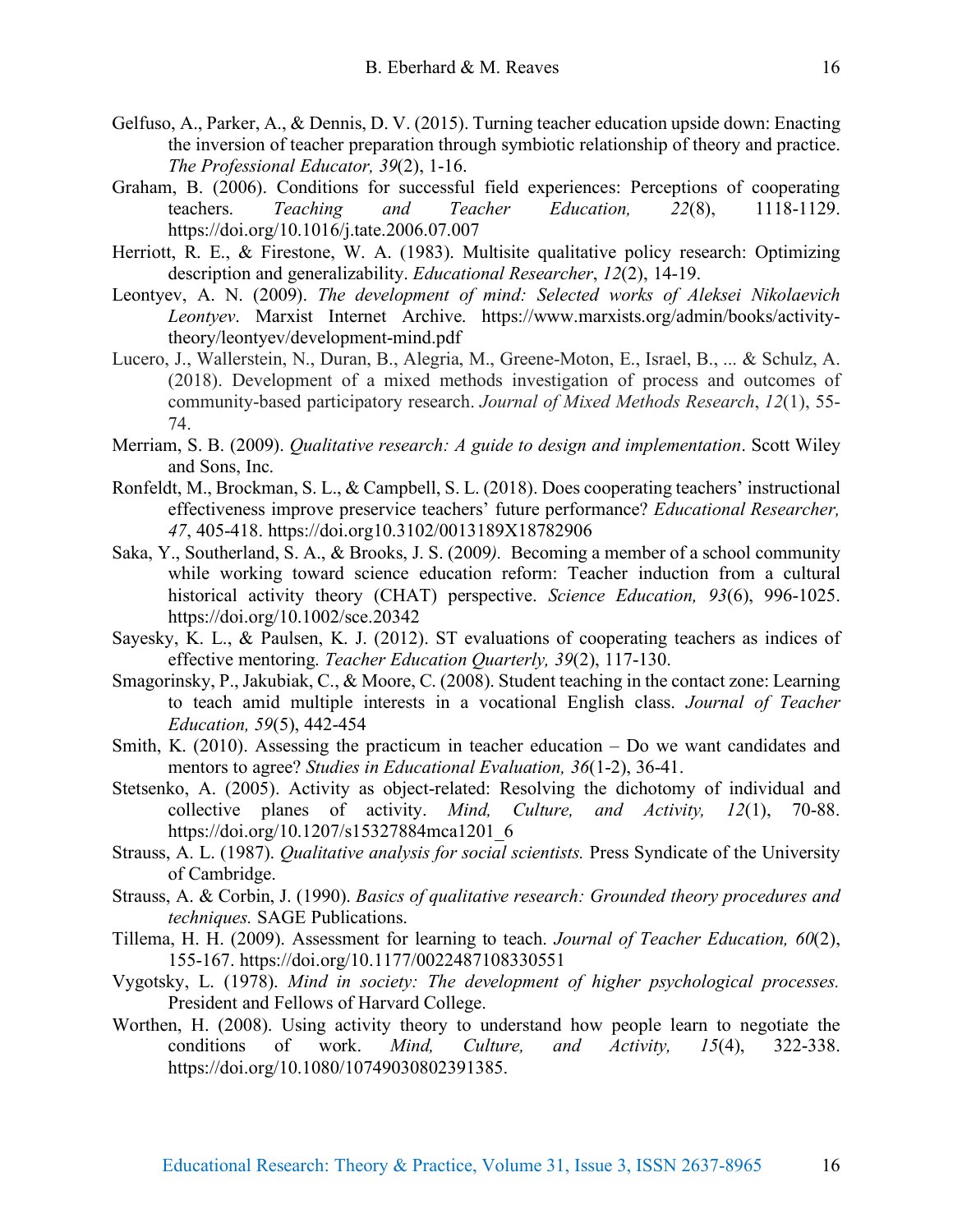Gelfuso, A., Parker, A., & Dennis, D. V. (2015). Turning teacher education upside down: Enacting the inversion of teacher preparation through symbiotic relationship of theory and practice. *The Professional Educator, 39*(2), 1-16.

Graham, B. (2006). Conditions for successful field experiences: Perceptions of cooperating teachers. *Teaching and Teacher Education, 22*(8), 1118-1129. https://doi.org/10.1016/j.tate.2006.07.007

Herriott, R. E., & Firestone, W. A. (1983). Multisite qualitative policy research: Optimizing description and generalizability. *Educational Researcher*, *12*(2), 14-19.

Leontyev, A. N. (2009). *The development of mind: Selected works of Aleksei Nikolaevich Leontyev*. Marxist Internet Archive. https://www.marxists.org/admin/books/activity-theory/leontyev/development-mind.pdf

Lucero, J., Wallerstein, N., Duran, B., Alegria, M., Greene-Moton, E., Israel, B., ... & Schulz, A. (2018). Development of a mixed methods investigation of process and outcomes of community-based participatory research. *Journal of Mixed Methods Research*, *12*(1), 55-74.

Merriam, S. B. (2009). *Qualitative research: A guide to design and implementation*. Scott Wiley and Sons, Inc.

Ronfeldt, M., Brockman, S. L., & Campbell, S. L. (2018). Does cooperating teachers' instructional effectiveness improve preservice teachers' future performance? *Educational Researcher, 47*, 405-418. https://doi.org10.3102/0013189X18782906

Saka, Y., Southerland, S. A., & Brooks, J. S. (2009*).* Becoming a member of a school community while working toward science education reform: Teacher induction from a cultural historical activity theory (CHAT) perspective. *Science Education, 93*(6), 996-1025. https://doi.org/10.1002/sce.20342

Sayesky, K. L., & Paulsen, K. J. (2012). ST evaluations of cooperating teachers as indices of effective mentoring. *Teacher Education Quarterly, 39*(2), 117-130.

Smagorinsky, P., Jakubiak, C., & Moore, C. (2008). Student teaching in the contact zone: Learning to teach amid multiple interests in a vocational English class. *Journal of Teacher Education, 59*(5), 442-454

Smith, K. (2010). Assessing the practicum in teacher education – Do we want candidates and mentors to agree? *Studies in Educational Evaluation, 36*(1-2), 36-41.

Stetsenko, A. (2005). Activity as object-related: Resolving the dichotomy of individual and collective planes of activity. *Mind, Culture, and Activity, 12*(1), 70-88. https://doi.org/10.1207/s15327884mca1201_6

Strauss, A. L. (1987). *Qualitative analysis for social scientists.* Press Syndicate of the University of Cambridge.

Strauss, A. & Corbin, J. (1990). *Basics of qualitative research: Grounded theory procedures and techniques.* SAGE Publications.

Tillema, H. H. (2009). Assessment for learning to teach. *Journal of Teacher Education, 60*(2), 155-167. https://doi.org/10.1177/0022487108330551

Vygotsky, L. (1978). *Mind in society: The development of higher psychological processes.* President and Fellows of Harvard College.

Worthen, H. (2008). Using activity theory to understand how people learn to negotiate the conditions of work. *Mind, Culture, and Activity, 15*(4), 322-338. https://doi.org/10.1080/10749030802391385.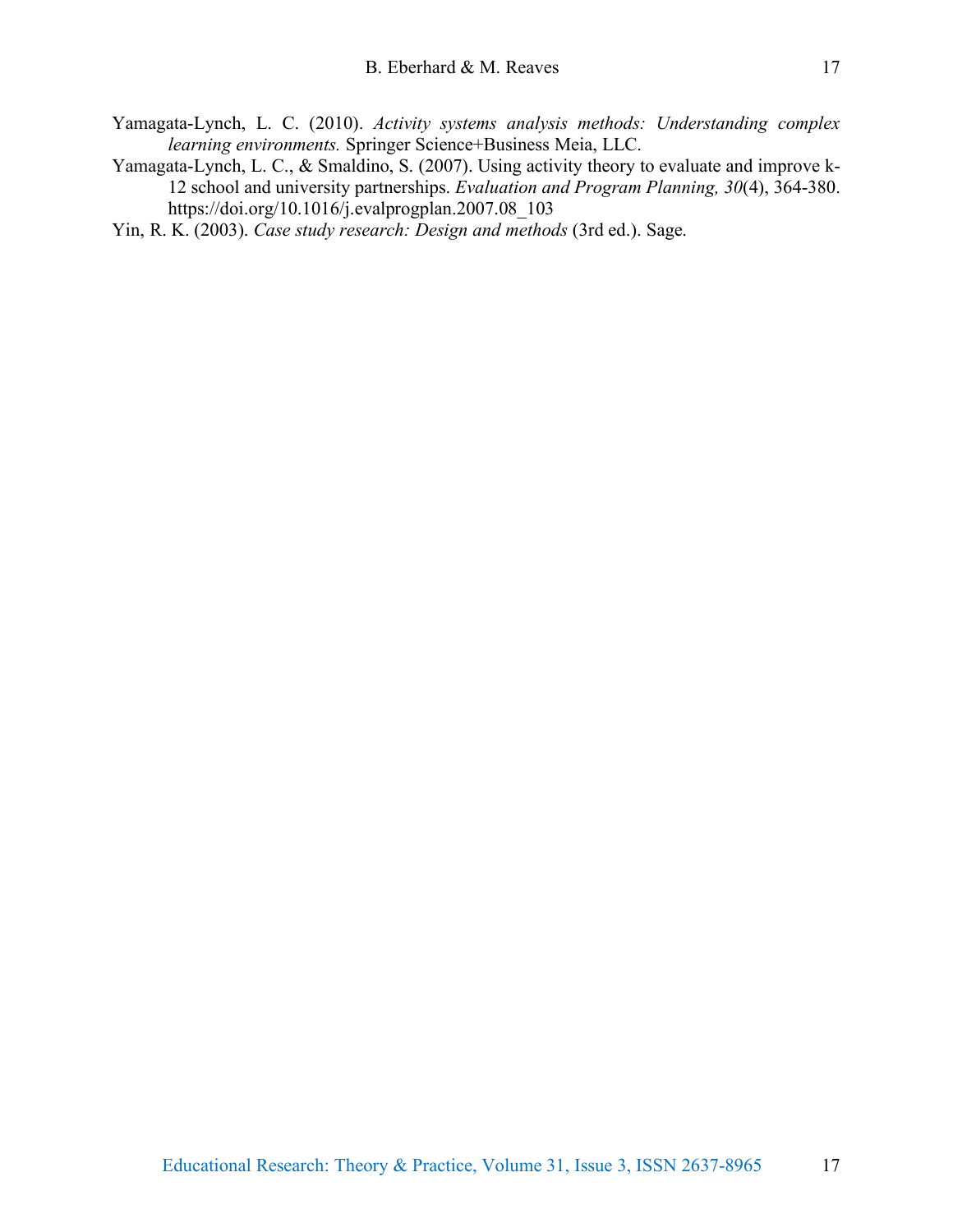Yamagata-Lynch, L. C. (2010). *Activity systems analysis methods: Understanding complex learning environments.* Springer Science+Business Meia, LLC.

Yamagata-Lynch, L. C., & Smaldino, S. (2007). Using activity theory to evaluate and improve k-12 school and university partnerships. *Evaluation and Program Planning, 30*(4), 364-380. https://doi.org/10.1016/j.evalprogplan.2007.08_103

Yin, R. K. (2003). *Case study research: Design and methods* (3rd ed.). Sage.